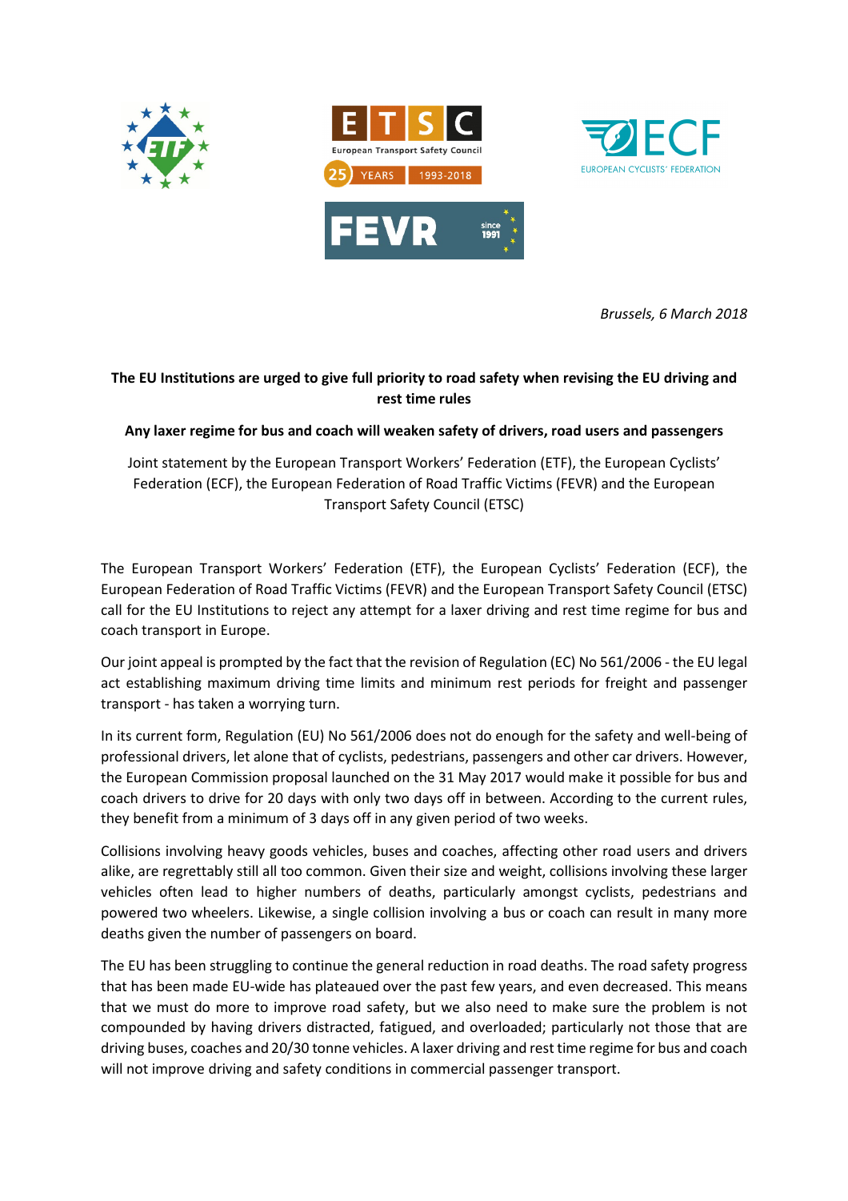*Brussels, 6 March 2018*

**The EU Institutions are urged to give full priority to road safety when revising the EU driving and rest time rules**

**Any laxer regime for bus and coach will weaken safety of drivers, road users and passengers**

Joint statement by the European Transport Workers' Federation (ETF), the European Cyclists' Federation (ECF), the European Federation of Road Traffic Victims (FEVR) and the European Transport Safety Council (ETSC)

The European Transport Workers' Federation (ETF), the European Cyclists' Federation (ECF), the European Federation of Road Traffic Victims (FEVR) and the European Transport Safety Council (ETSC) call for the EU Institutions to reject any attempt for a laxer driving and rest time regime for bus and coach transport in Europe.

Our joint appeal is prompted by the fact that the revision of Regulation (EC) No 561/2006 - the EU legal act establishing maximum driving time limits and minimum rest periods for freight and passenger transport - has taken a worrying turn.

In its current form, Regulation (EU) No 561/2006 does not do enough for the safety and well-being of professional drivers, let alone that of cyclists, pedestrians, passengers and other car drivers. However, the European Commission proposal launched on the 31 May 2017 would make it possible for bus and coach drivers to drive for 20 days with only two days off in between. According to the current rules, they benefit from a minimum of 3 days off in any given period of two weeks.

Collisions involving heavy goods vehicles, buses and coaches, affecting other road users and drivers alike, are regrettably still all too common. Given their size and weight, collisions involving these larger vehicles often lead to higher numbers of deaths, particularly amongst cyclists, pedestrians and powered two wheelers. Likewise, a single collision involving a bus or coach can result in many more deaths given the number of passengers on board.

The EU has been struggling to continue the general reduction in road deaths. The road safety progress that has been made EU-wide has plateaued over the past few years, and even decreased. This means that we must do more to improve road safety, but we also need to make sure the problem is not compounded by having drivers distracted, fatigued, and overloaded; particularly not those that are driving buses, coaches and 20/30 tonne vehicles. A laxer driving and rest time regime for bus and coach will not improve driving and safety conditions in commercial passenger transport.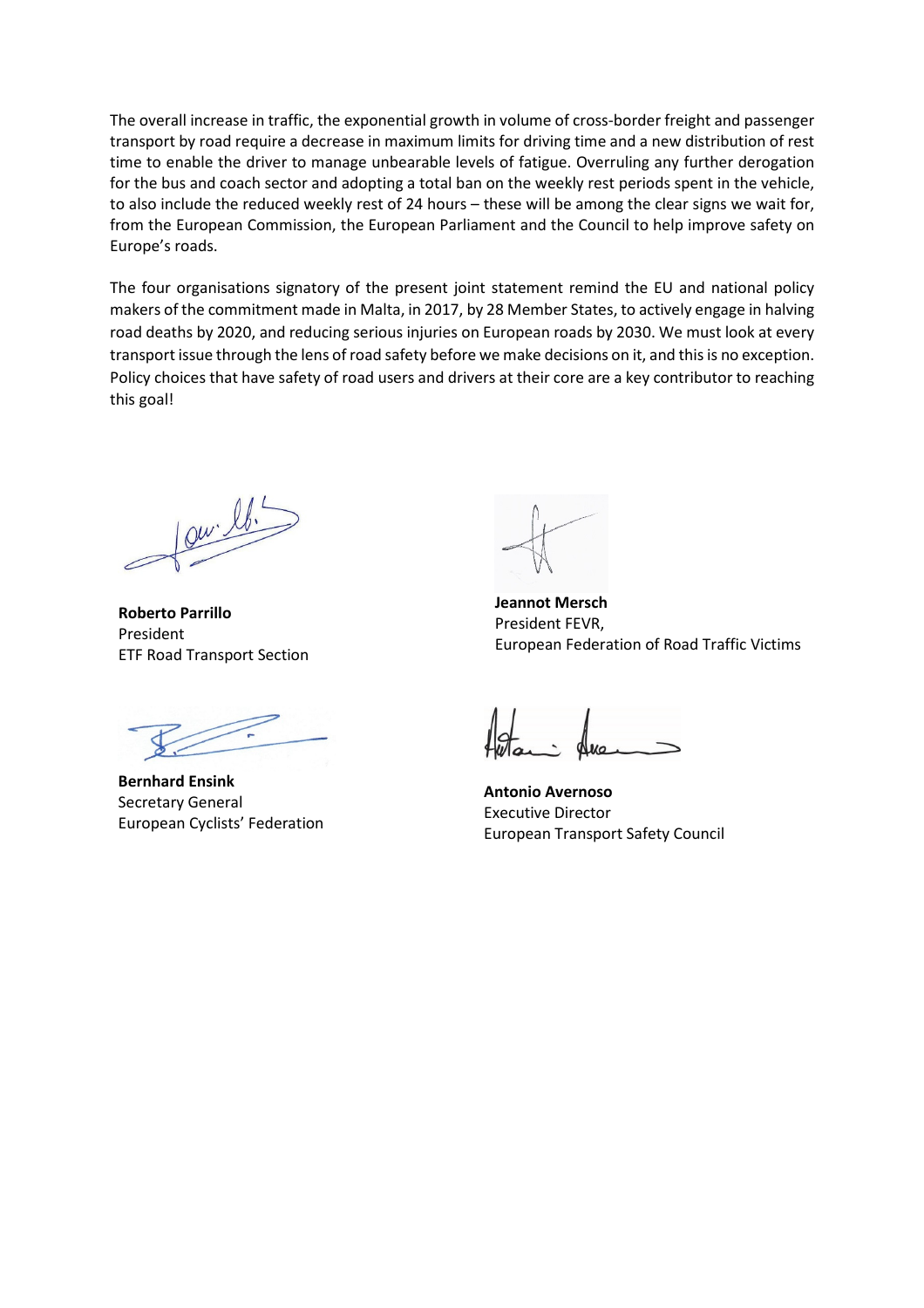The overall increase in traffic, the exponential growth in volume of cross-border freight and passenger transport by road require a decrease in maximum limits for driving time and a new distribution of rest time to enable the driver to manage unbearable levels of fatigue. Overruling any further derogation for the bus and coach sector and adopting a total ban on the weekly rest periods spent in the vehicle, to also include the reduced weekly rest of 24 hours – these will be among the clear signs we wait for, from the European Commission, the European Parliament and the Council to help improve safety on Europe's roads.

The four organisations signatory of the present joint statement remind the EU and national policy makers of the commitment made in Malta, in 2017, by 28 Member States, to actively engage in halving road deaths by 2020, and reducing serious injuries on European roads by 2030. We must look at every transport issue through the lens of road safety before we make decisions on it, and this is no exception. Policy choices that have safety of road users and drivers at their core are a key contributor to reaching this goal!

**Roberto Parrillo**
President
ETF Road Transport Section

**Jeannot Mersch**
President FEVR,
European Federation of Road Traffic Victims

**Bernhard Ensink**
Secretary General
European Cyclists' Federation

**Antonio Avernoso**
Executive Director
European Transport Safety Council